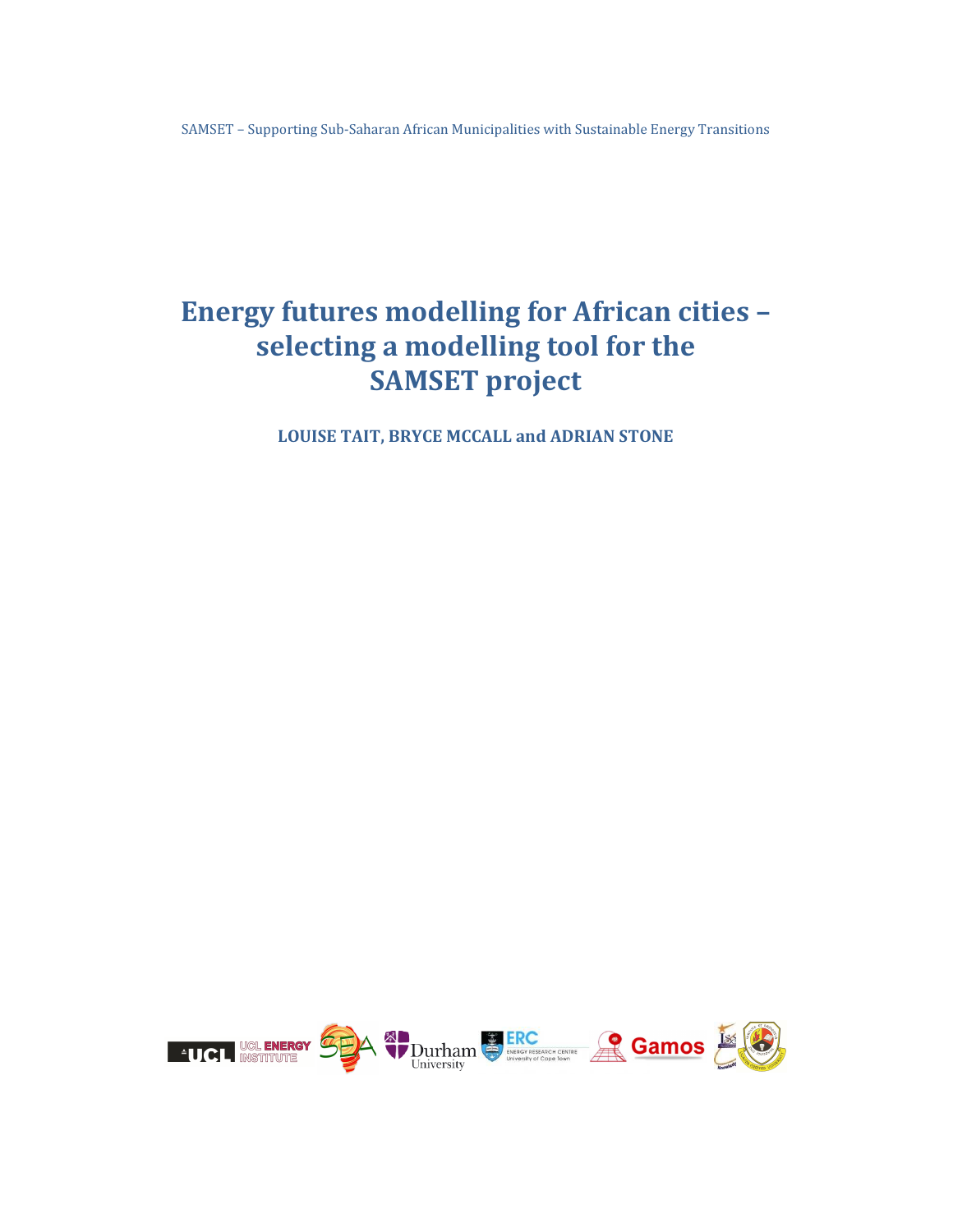SAMSET – Supporting Sub-Saharan African Municipalities with Sustainable Energy Transitions

# Energy futures modelling for African cities – selecting a modelling tool for the SAMSET project

**LOUISE TAIT, BRYCE MCCALL and ADRIAN STONE**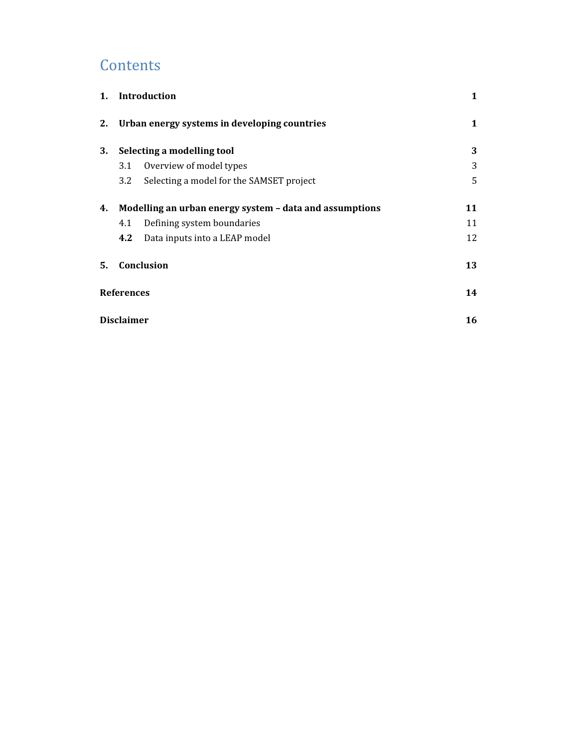# Contents

| | | |
|---|---|---|
| **1.** | **Introduction** | **1** |
| **2.** | **Urban energy systems in developing countries** | **1** |
| **3.** | **Selecting a modelling tool** | **3** |
| | 3.1 Overview of model types | 3 |
| | 3.2 Selecting a model for the SAMSET project | 5 |
| **4.** | **Modelling an urban energy system – data and assumptions** | **11** |
| | 4.1 Defining system boundaries | 11 |
| | **4.2** Data inputs into a LEAP model | 12 |
| **5.** | **Conclusion** | **13** |
| **References** | | **14** |
| **Disclaimer** | | **16** |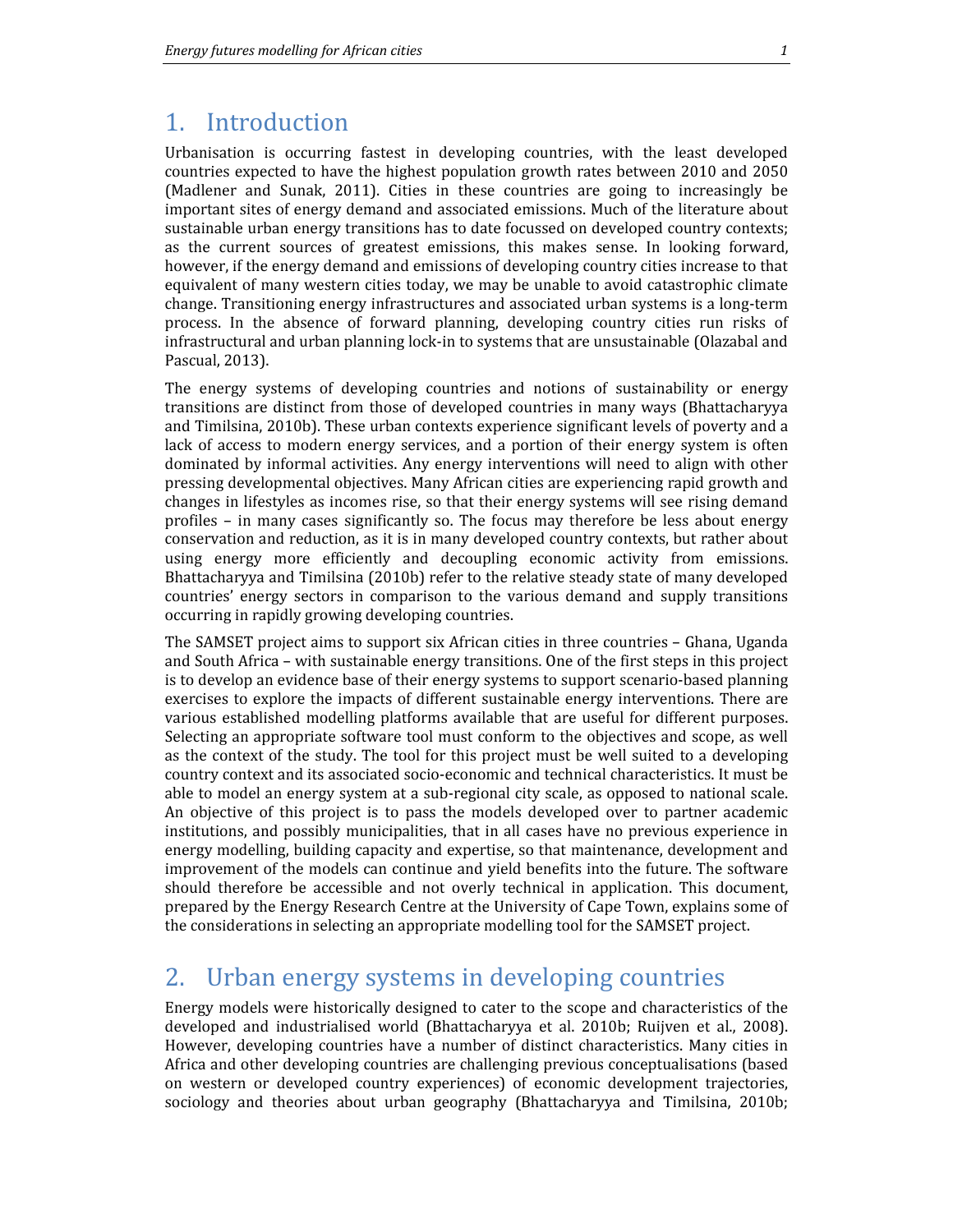# 1. Introduction

Urbanisation is occurring fastest in developing countries, with the least developed countries expected to have the highest population growth rates between 2010 and 2050 (Madlener and Sunak, 2011). Cities in these countries are going to increasingly be important sites of energy demand and associated emissions. Much of the literature about sustainable urban energy transitions has to date focussed on developed country contexts; as the current sources of greatest emissions, this makes sense. In looking forward, however, if the energy demand and emissions of developing country cities increase to that equivalent of many western cities today, we may be unable to avoid catastrophic climate change. Transitioning energy infrastructures and associated urban systems is a long-term process. In the absence of forward planning, developing country cities run risks of infrastructural and urban planning lock-in to systems that are unsustainable (Olazabal and Pascual, 2013).

The energy systems of developing countries and notions of sustainability or energy transitions are distinct from those of developed countries in many ways (Bhattacharyya and Timilsina, 2010b). These urban contexts experience significant levels of poverty and a lack of access to modern energy services, and a portion of their energy system is often dominated by informal activities. Any energy interventions will need to align with other pressing developmental objectives. Many African cities are experiencing rapid growth and changes in lifestyles as incomes rise, so that their energy systems will see rising demand profiles – in many cases significantly so. The focus may therefore be less about energy conservation and reduction, as it is in many developed country contexts, but rather about using energy more efficiently and decoupling economic activity from emissions. Bhattacharyya and Timilsina (2010b) refer to the relative steady state of many developed countries' energy sectors in comparison to the various demand and supply transitions occurring in rapidly growing developing countries.

The SAMSET project aims to support six African cities in three countries – Ghana, Uganda and South Africa – with sustainable energy transitions. One of the first steps in this project is to develop an evidence base of their energy systems to support scenario-based planning exercises to explore the impacts of different sustainable energy interventions. There are various established modelling platforms available that are useful for different purposes. Selecting an appropriate software tool must conform to the objectives and scope, as well as the context of the study. The tool for this project must be well suited to a developing country context and its associated socio-economic and technical characteristics. It must be able to model an energy system at a sub-regional city scale, as opposed to national scale. An objective of this project is to pass the models developed over to partner academic institutions, and possibly municipalities, that in all cases have no previous experience in energy modelling, building capacity and expertise, so that maintenance, development and improvement of the models can continue and yield benefits into the future. The software should therefore be accessible and not overly technical in application. This document, prepared by the Energy Research Centre at the University of Cape Town, explains some of the considerations in selecting an appropriate modelling tool for the SAMSET project.

# 2. Urban energy systems in developing countries

Energy models were historically designed to cater to the scope and characteristics of the developed and industrialised world (Bhattacharyya et al. 2010b; Ruijven et al., 2008). However, developing countries have a number of distinct characteristics. Many cities in Africa and other developing countries are challenging previous conceptualisations (based on western or developed country experiences) of economic development trajectories, sociology and theories about urban geography (Bhattacharyya and Timilsina, 2010b;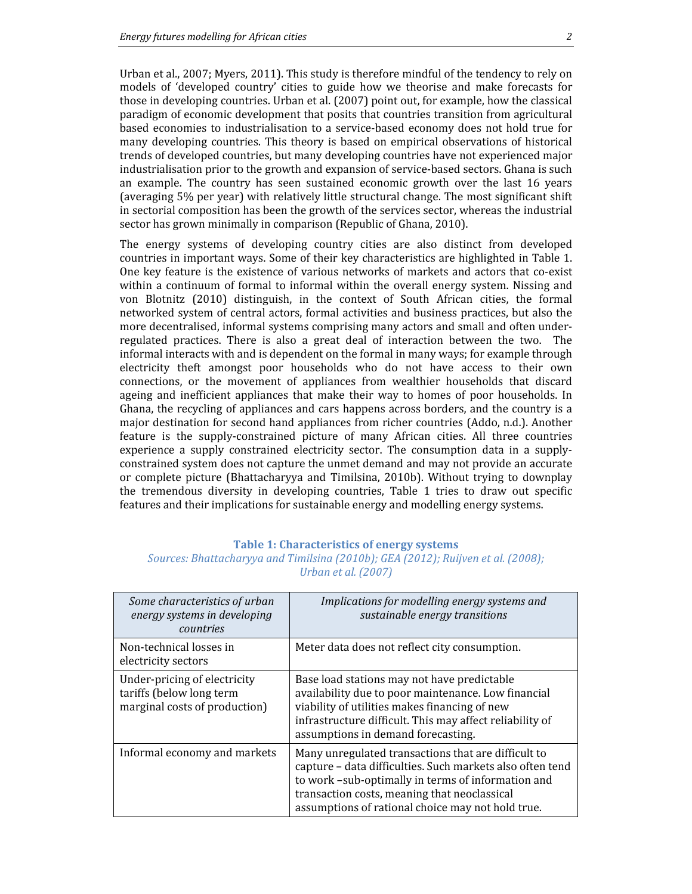Urban et al., 2007; Myers, 2011). This study is therefore mindful of the tendency to rely on models of 'developed country' cities to guide how we theorise and make forecasts for those in developing countries. Urban et al. (2007) point out, for example, how the classical paradigm of economic development that posits that countries transition from agricultural based economies to industrialisation to a service-based economy does not hold true for many developing countries. This theory is based on empirical observations of historical trends of developed countries, but many developing countries have not experienced major industrialisation prior to the growth and expansion of service-based sectors. Ghana is such an example. The country has seen sustained economic growth over the last 16 years (averaging 5% per year) with relatively little structural change. The most significant shift in sectorial composition has been the growth of the services sector, whereas the industrial sector has grown minimally in comparison (Republic of Ghana, 2010).

The energy systems of developing country cities are also distinct from developed countries in important ways. Some of their key characteristics are highlighted in Table 1. One key feature is the existence of various networks of markets and actors that co-exist within a continuum of formal to informal within the overall energy system. Nissing and von Blotnitz (2010) distinguish, in the context of South African cities, the formal networked system of central actors, formal activities and business practices, but also the more decentralised, informal systems comprising many actors and small and often under-regulated practices. There is also a great deal of interaction between the two. The informal interacts with and is dependent on the formal in many ways; for example through electricity theft amongst poor households who do not have access to their own connections, or the movement of appliances from wealthier households that discard ageing and inefficient appliances that make their way to homes of poor households. In Ghana, the recycling of appliances and cars happens across borders, and the country is a major destination for second hand appliances from richer countries (Addo, n.d.). Another feature is the supply-constrained picture of many African cities. All three countries experience a supply constrained electricity sector. The consumption data in a supply-constrained system does not capture the unmet demand and may not provide an accurate or complete picture (Bhattacharyya and Timilsina, 2010b). Without trying to downplay the tremendous diversity in developing countries, Table 1 tries to draw out specific features and their implications for sustainable energy and modelling energy systems.

**Table 1: Characteristics of energy systems**

*Sources: Bhattacharyya and Timilsina (2010b); GEA (2012); Ruijven et al. (2008); Urban et al. (2007)*

| *Some characteristics of urban energy systems in developing countries* | *Implications for modelling energy systems and sustainable energy transitions* |
|---|---|
| Non-technical losses in electricity sectors | Meter data does not reflect city consumption. |
| Under-pricing of electricity tariffs (below long term marginal costs of production) | Base load stations may not have predictable availability due to poor maintenance. Low financial viability of utilities makes financing of new infrastructure difficult. This may affect reliability of assumptions in demand forecasting. |
| Informal economy and markets | Many unregulated transactions that are difficult to capture – data difficulties. Such markets also often tend to work –sub-optimally in terms of information and transaction costs, meaning that neoclassical assumptions of rational choice may not hold true. |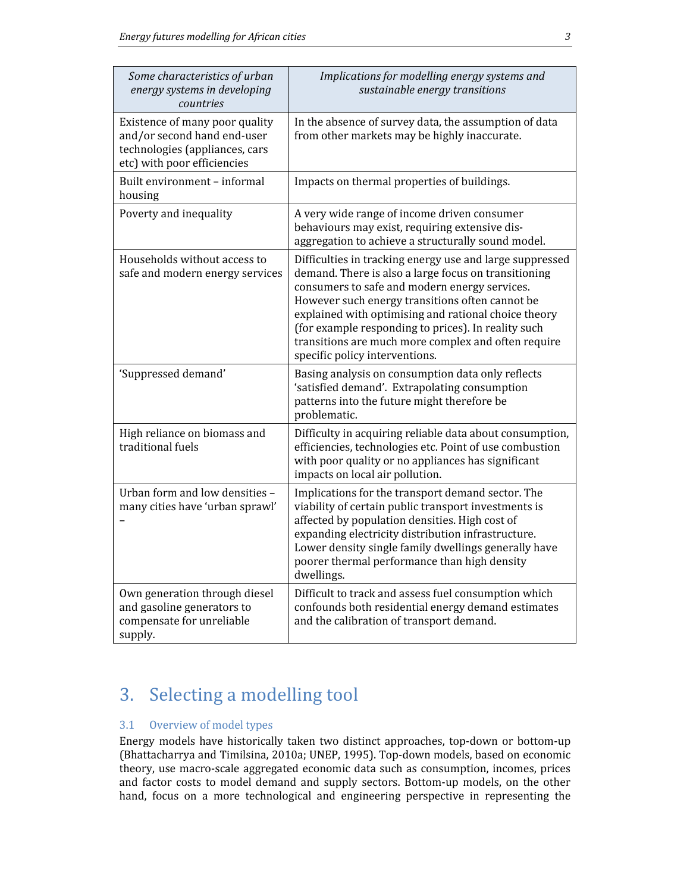| *Some characteristics of urban energy systems in developing countries* | *Implications for modelling energy systems and sustainable energy transitions* |
|---|---|
| Existence of many poor quality and/or second hand end-user technologies (appliances, cars etc) with poor efficiencies | In the absence of survey data, the assumption of data from other markets may be highly inaccurate. |
| Built environment – informal housing | Impacts on thermal properties of buildings. |
| Poverty and inequality | A very wide range of income driven consumer behaviours may exist, requiring extensive dis-aggregation to achieve a structurally sound model. |
| Households without access to safe and modern energy services | Difficulties in tracking energy use and large suppressed demand. There is also a large focus on transitioning consumers to safe and modern energy services. However such energy transitions often cannot be explained with optimising and rational choice theory (for example responding to prices). In reality such transitions are much more complex and often require specific policy interventions. |
| 'Suppressed demand' | Basing analysis on consumption data only reflects 'satisfied demand'. Extrapolating consumption patterns into the future might therefore be problematic. |
| High reliance on biomass and traditional fuels | Difficulty in acquiring reliable data about consumption, efficiencies, technologies etc. Point of use combustion with poor quality or no appliances has significant impacts on local air pollution. |
| Urban form and low densities – many cities have 'urban sprawl' – | Implications for the transport demand sector. The viability of certain public transport investments is affected by population densities. High cost of expanding electricity distribution infrastructure. Lower density single family dwellings generally have poorer thermal performance than high density dwellings. |
| Own generation through diesel and gasoline generators to compensate for unreliable supply. | Difficult to track and assess fuel consumption which confounds both residential energy demand estimates and the calibration of transport demand. |

# 3. Selecting a modelling tool

## 3.1 Overview of model types

Energy models have historically taken two distinct approaches, top-down or bottom-up (Bhattacharrya and Timilsina, 2010a; UNEP, 1995). Top-down models, based on economic theory, use macro-scale aggregated economic data such as consumption, incomes, prices and factor costs to model demand and supply sectors. Bottom-up models, on the other hand, focus on a more technological and engineering perspective in representing the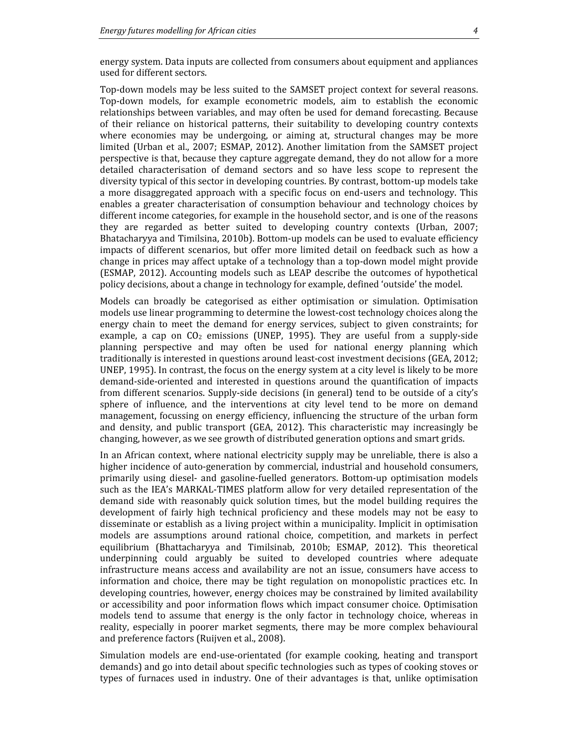energy system. Data inputs are collected from consumers about equipment and appliances used for different sectors.

Top-down models may be less suited to the SAMSET project context for several reasons. Top-down models, for example econometric models, aim to establish the economic relationships between variables, and may often be used for demand forecasting. Because of their reliance on historical patterns, their suitability to developing country contexts where economies may be undergoing, or aiming at, structural changes may be more limited (Urban et al., 2007; ESMAP, 2012). Another limitation from the SAMSET project perspective is that, because they capture aggregate demand, they do not allow for a more detailed characterisation of demand sectors and so have less scope to represent the diversity typical of this sector in developing countries. By contrast, bottom-up models take a more disaggregated approach with a specific focus on end-users and technology. This enables a greater characterisation of consumption behaviour and technology choices by different income categories, for example in the household sector, and is one of the reasons they are regarded as better suited to developing country contexts (Urban, 2007; Bhatacharyya and Timilsina, 2010b). Bottom-up models can be used to evaluate efficiency impacts of different scenarios, but offer more limited detail on feedback such as how a change in prices may affect uptake of a technology than a top-down model might provide (ESMAP, 2012). Accounting models such as LEAP describe the outcomes of hypothetical policy decisions, about a change in technology for example, defined 'outside' the model.

Models can broadly be categorised as either optimisation or simulation. Optimisation models use linear programming to determine the lowest-cost technology choices along the energy chain to meet the demand for energy services, subject to given constraints; for example, a cap on $CO_2$ emissions (UNEP, 1995). They are useful from a supply-side planning perspective and may often be used for national energy planning which traditionally is interested in questions around least-cost investment decisions (GEA, 2012; UNEP, 1995). In contrast, the focus on the energy system at a city level is likely to be more demand-side-oriented and interested in questions around the quantification of impacts from different scenarios. Supply-side decisions (in general) tend to be outside of a city's sphere of influence, and the interventions at city level tend to be more on demand management, focussing on energy efficiency, influencing the structure of the urban form and density, and public transport (GEA, 2012). This characteristic may increasingly be changing, however, as we see growth of distributed generation options and smart grids.

In an African context, where national electricity supply may be unreliable, there is also a higher incidence of auto-generation by commercial, industrial and household consumers, primarily using diesel- and gasoline-fuelled generators. Bottom-up optimisation models such as the IEA's MARKAL-TIMES platform allow for very detailed representation of the demand side with reasonably quick solution times, but the model building requires the development of fairly high technical proficiency and these models may not be easy to disseminate or establish as a living project within a municipality. Implicit in optimisation models are assumptions around rational choice, competition, and markets in perfect equilibrium (Bhattacharyya and Timilsinab, 2010b; ESMAP, 2012). This theoretical underpinning could arguably be suited to developed countries where adequate infrastructure means access and availability are not an issue, consumers have access to information and choice, there may be tight regulation on monopolistic practices etc. In developing countries, however, energy choices may be constrained by limited availability or accessibility and poor information flows which impact consumer choice. Optimisation models tend to assume that energy is the only factor in technology choice, whereas in reality, especially in poorer market segments, there may be more complex behavioural and preference factors (Ruijven et al., 2008).

Simulation models are end-use-orientated (for example cooking, heating and transport demands) and go into detail about specific technologies such as types of cooking stoves or types of furnaces used in industry. One of their advantages is that, unlike optimisation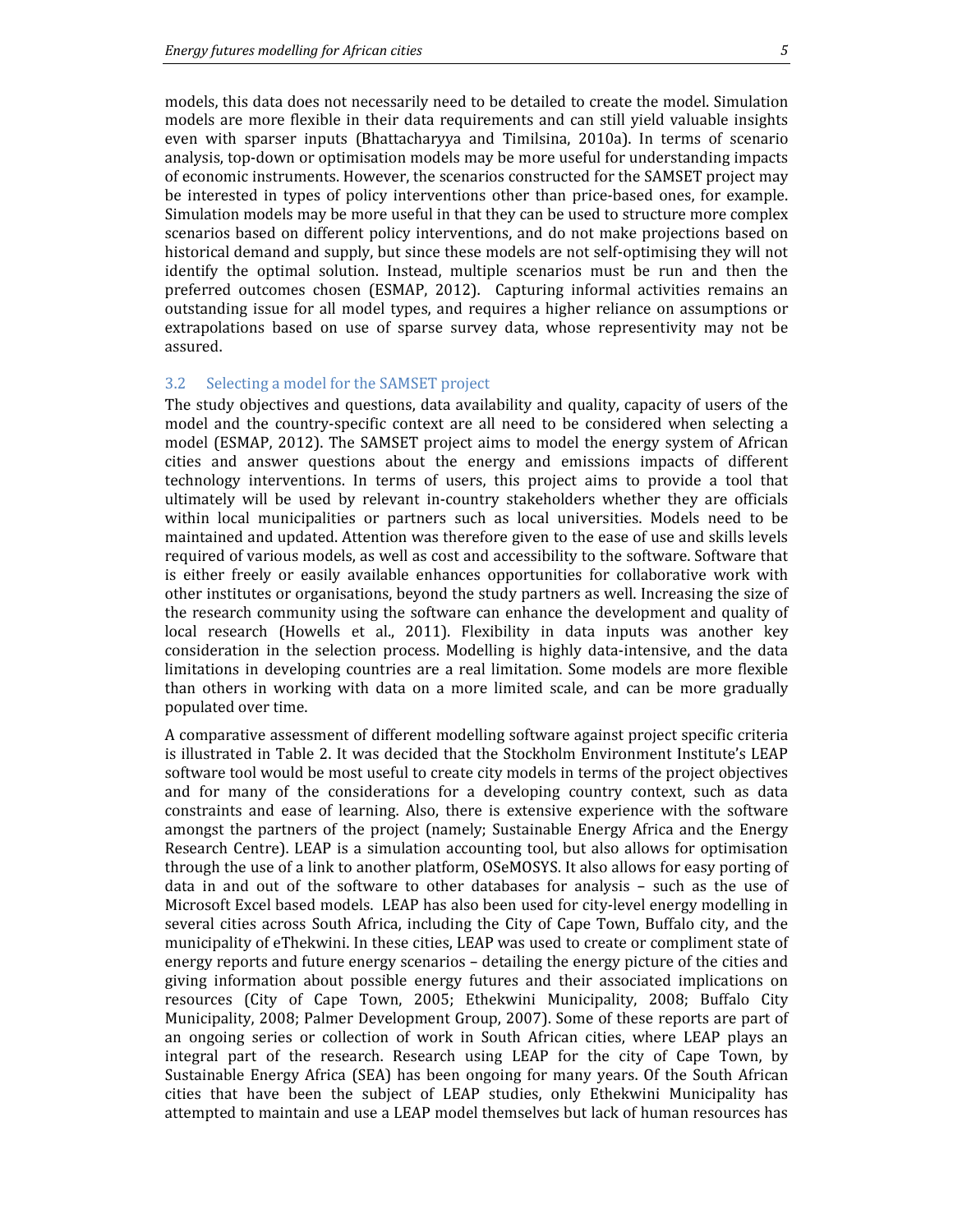models, this data does not necessarily need to be detailed to create the model. Simulation models are more flexible in their data requirements and can still yield valuable insights even with sparser inputs (Bhattacharyya and Timilsina, 2010a). In terms of scenario analysis, top-down or optimisation models may be more useful for understanding impacts of economic instruments. However, the scenarios constructed for the SAMSET project may be interested in types of policy interventions other than price-based ones, for example. Simulation models may be more useful in that they can be used to structure more complex scenarios based on different policy interventions, and do not make projections based on historical demand and supply, but since these models are not self-optimising they will not identify the optimal solution. Instead, multiple scenarios must be run and then the preferred outcomes chosen (ESMAP, 2012). Capturing informal activities remains an outstanding issue for all model types, and requires a higher reliance on assumptions or extrapolations based on use of sparse survey data, whose representivity may not be assured.

### 3.2 Selecting a model for the SAMSET project

The study objectives and questions, data availability and quality, capacity of users of the model and the country-specific context are all need to be considered when selecting a model (ESMAP, 2012). The SAMSET project aims to model the energy system of African cities and answer questions about the energy and emissions impacts of different technology interventions. In terms of users, this project aims to provide a tool that ultimately will be used by relevant in-country stakeholders whether they are officials within local municipalities or partners such as local universities. Models need to be maintained and updated. Attention was therefore given to the ease of use and skills levels required of various models, as well as cost and accessibility to the software. Software that is either freely or easily available enhances opportunities for collaborative work with other institutes or organisations, beyond the study partners as well. Increasing the size of the research community using the software can enhance the development and quality of local research (Howells et al., 2011). Flexibility in data inputs was another key consideration in the selection process. Modelling is highly data-intensive, and the data limitations in developing countries are a real limitation. Some models are more flexible than others in working with data on a more limited scale, and can be more gradually populated over time.

A comparative assessment of different modelling software against project specific criteria is illustrated in Table 2. It was decided that the Stockholm Environment Institute's LEAP software tool would be most useful to create city models in terms of the project objectives and for many of the considerations for a developing country context, such as data constraints and ease of learning. Also, there is extensive experience with the software amongst the partners of the project (namely; Sustainable Energy Africa and the Energy Research Centre). LEAP is a simulation accounting tool, but also allows for optimisation through the use of a link to another platform, OSeMOSYS. It also allows for easy porting of data in and out of the software to other databases for analysis – such as the use of Microsoft Excel based models. LEAP has also been used for city-level energy modelling in several cities across South Africa, including the City of Cape Town, Buffalo city, and the municipality of eThekwini. In these cities, LEAP was used to create or compliment state of energy reports and future energy scenarios – detailing the energy picture of the cities and giving information about possible energy futures and their associated implications on resources (City of Cape Town, 2005; Ethekwini Municipality, 2008; Buffalo City Municipality, 2008; Palmer Development Group, 2007). Some of these reports are part of an ongoing series or collection of work in South African cities, where LEAP plays an integral part of the research. Research using LEAP for the city of Cape Town, by Sustainable Energy Africa (SEA) has been ongoing for many years. Of the South African cities that have been the subject of LEAP studies, only Ethekwini Municipality has attempted to maintain and use a LEAP model themselves but lack of human resources has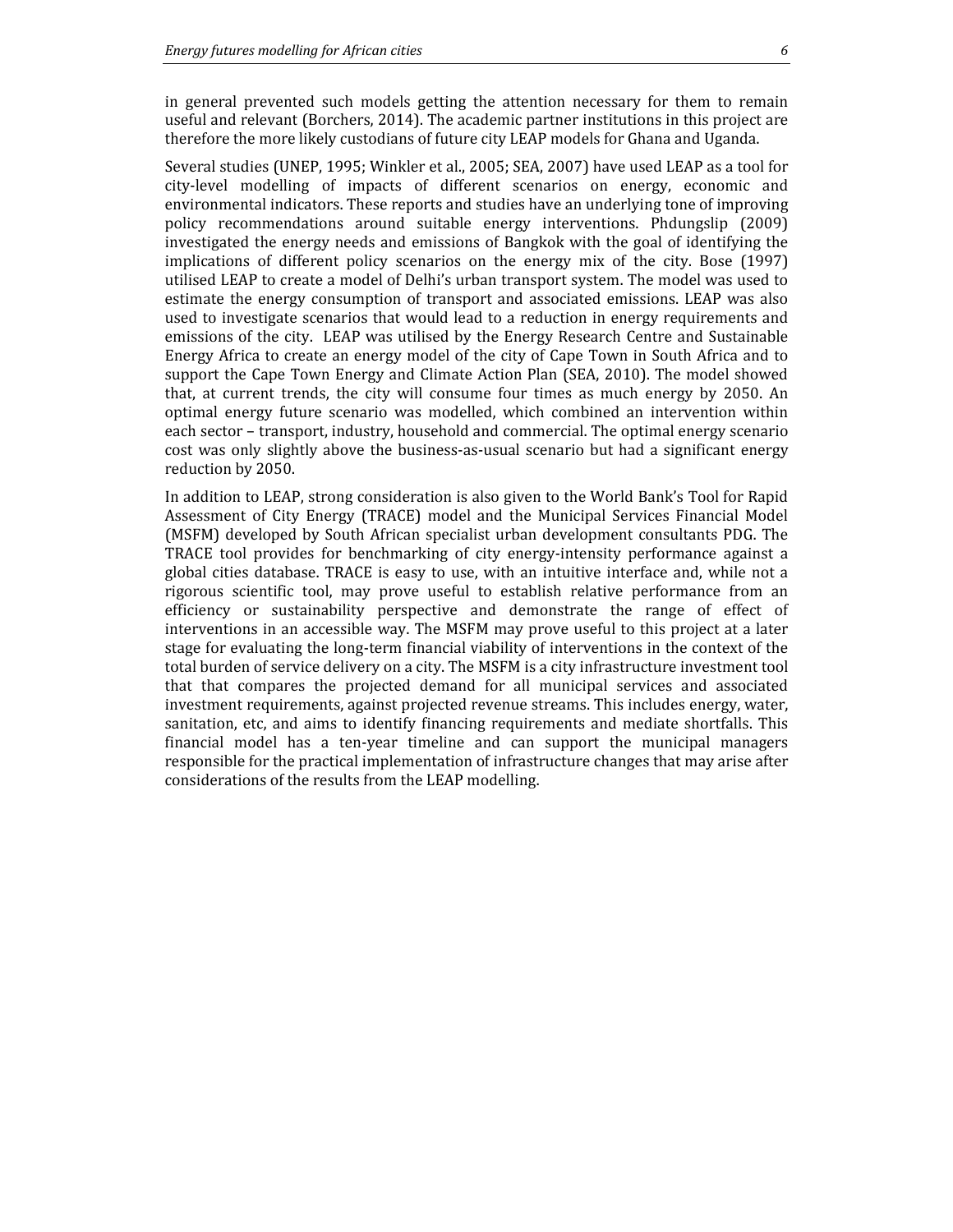in general prevented such models getting the attention necessary for them to remain useful and relevant (Borchers, 2014). The academic partner institutions in this project are therefore the more likely custodians of future city LEAP models for Ghana and Uganda.

Several studies (UNEP, 1995; Winkler et al., 2005; SEA, 2007) have used LEAP as a tool for city-level modelling of impacts of different scenarios on energy, economic and environmental indicators. These reports and studies have an underlying tone of improving policy recommendations around suitable energy interventions. Phdungslip (2009) investigated the energy needs and emissions of Bangkok with the goal of identifying the implications of different policy scenarios on the energy mix of the city. Bose (1997) utilised LEAP to create a model of Delhi's urban transport system. The model was used to estimate the energy consumption of transport and associated emissions. LEAP was also used to investigate scenarios that would lead to a reduction in energy requirements and emissions of the city. LEAP was utilised by the Energy Research Centre and Sustainable Energy Africa to create an energy model of the city of Cape Town in South Africa and to support the Cape Town Energy and Climate Action Plan (SEA, 2010). The model showed that, at current trends, the city will consume four times as much energy by 2050. An optimal energy future scenario was modelled, which combined an intervention within each sector – transport, industry, household and commercial. The optimal energy scenario cost was only slightly above the business-as-usual scenario but had a significant energy reduction by 2050.

In addition to LEAP, strong consideration is also given to the World Bank's Tool for Rapid Assessment of City Energy (TRACE) model and the Municipal Services Financial Model (MSFM) developed by South African specialist urban development consultants PDG. The TRACE tool provides for benchmarking of city energy-intensity performance against a global cities database. TRACE is easy to use, with an intuitive interface and, while not a rigorous scientific tool, may prove useful to establish relative performance from an efficiency or sustainability perspective and demonstrate the range of effect of interventions in an accessible way. The MSFM may prove useful to this project at a later stage for evaluating the long-term financial viability of interventions in the context of the total burden of service delivery on a city. The MSFM is a city infrastructure investment tool that that compares the projected demand for all municipal services and associated investment requirements, against projected revenue streams. This includes energy, water, sanitation, etc, and aims to identify financing requirements and mediate shortfalls. This financial model has a ten-year timeline and can support the municipal managers responsible for the practical implementation of infrastructure changes that may arise after considerations of the results from the LEAP modelling.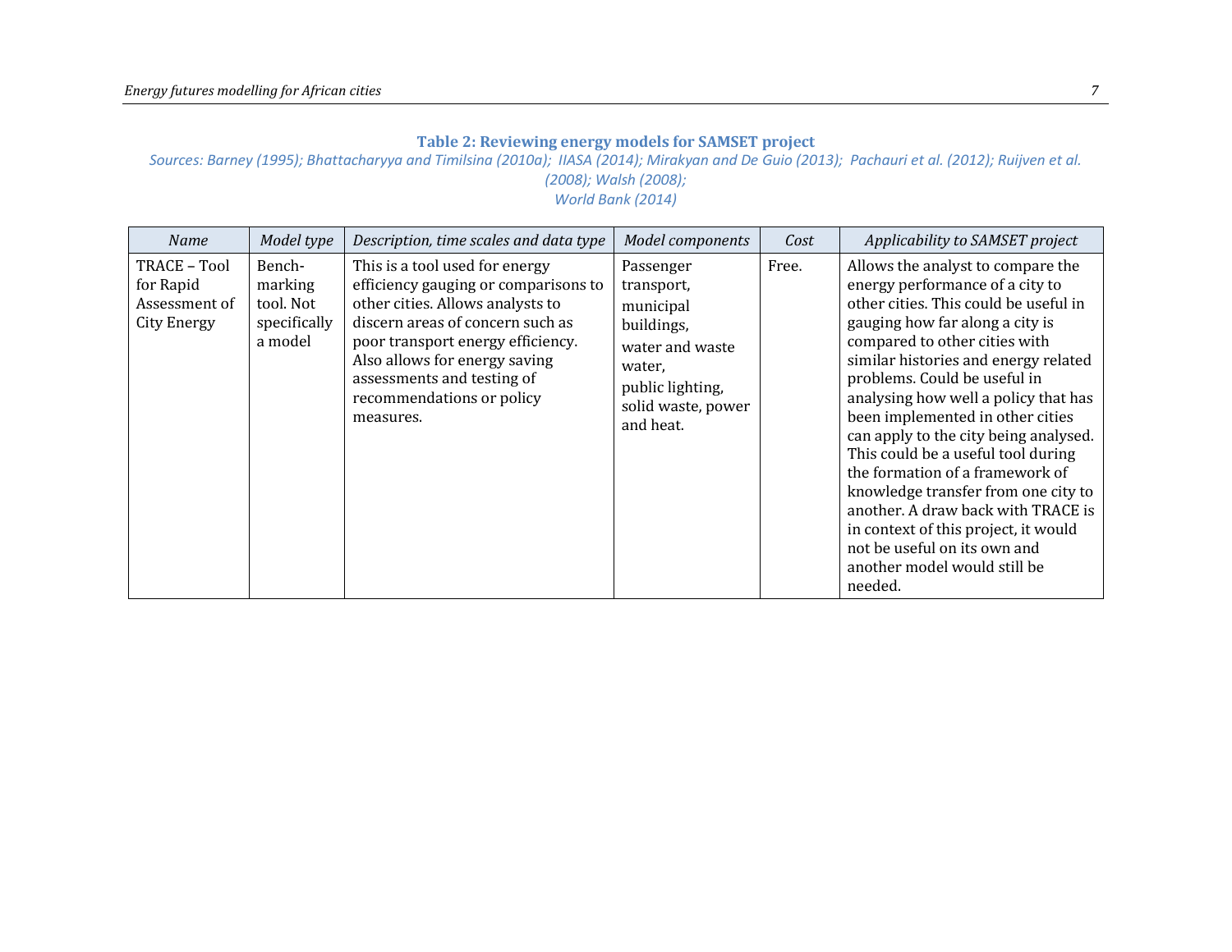**Table 2: Reviewing energy models for SAMSET project**

*Sources: Barney (1995); Bhattacharyya and Timilsina (2010a); IIASA (2014); Mirakyan and De Guio (2013); Pachauri et al. (2012); Ruijven et al. (2008); Walsh (2008); World Bank (2014)*

| *Name* | *Model type* | *Description, time scales and data type* | *Model components* | *Cost* | *Applicability to SAMSET project* |
|---|---|---|---|---|---|
| TRACE – Tool for Rapid Assessment of City Energy | Bench-marking tool. Not specifically a model | This is a tool used for energy efficiency gauging or comparisons to other cities. Allows analysts to discern areas of concern such as poor transport energy efficiency. Also allows for energy saving assessments and testing of recommendations or policy measures. | Passenger transport, municipal buildings, water and waste water, public lighting, solid waste, power and heat. | Free. | Allows the analyst to compare the energy performance of a city to other cities. This could be useful in gauging how far along a city is compared to other cities with similar histories and energy related problems. Could be useful in analysing how well a policy that has been implemented in other cities can apply to the city being analysed. This could be a useful tool during the formation of a framework of knowledge transfer from one city to another. A draw back with TRACE is in context of this project, it would not be useful on its own and another model would still be needed. |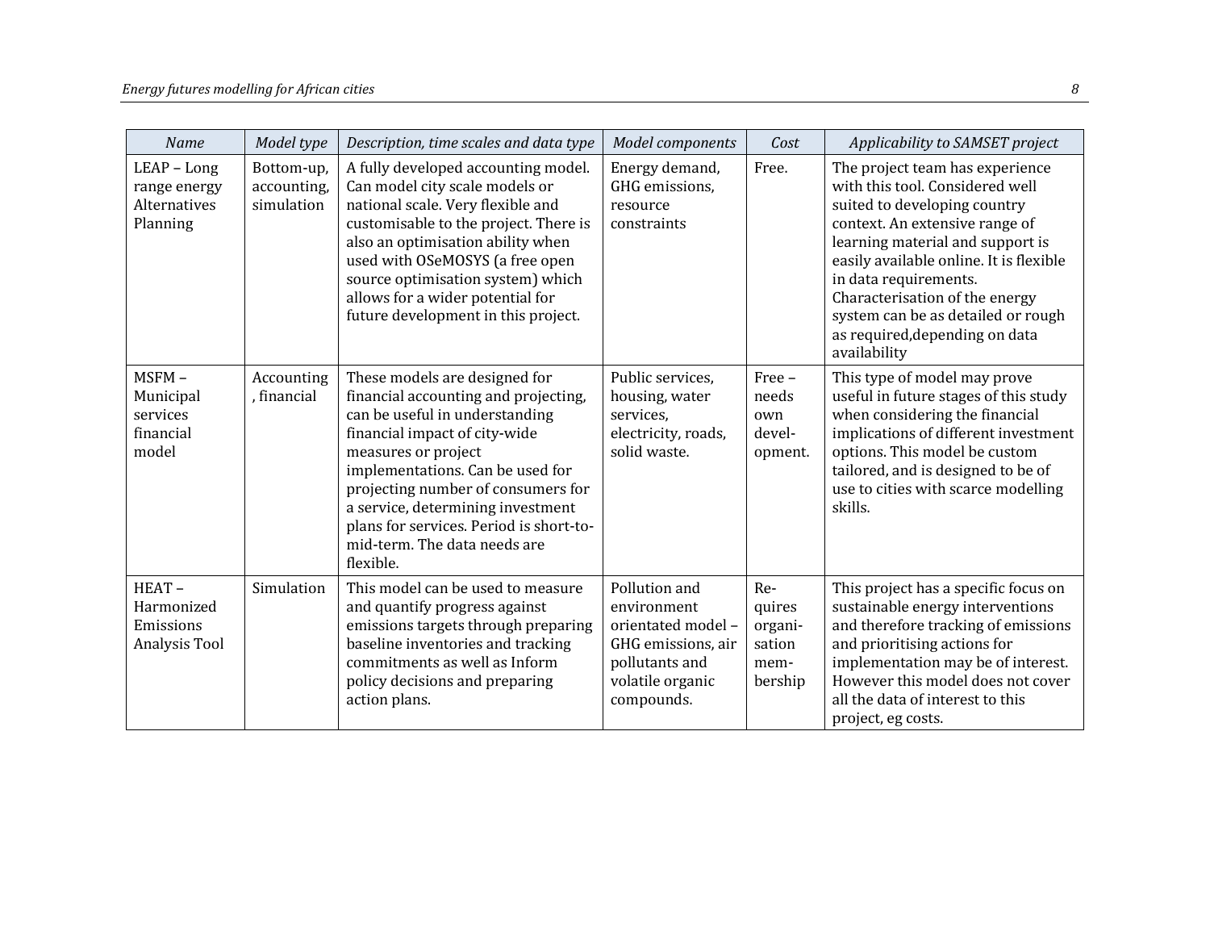| Name | Model type | Description, time scales and data type | Model components | Cost | Applicability to SAMSET project |
|---|---|---|---|---|---|
| LEAP – Long range energy Alternatives Planning | Bottom-up, accounting, simulation | A fully developed accounting model. Can model city scale models or national scale. Very flexible and customisable to the project. There is also an optimisation ability when used with OSeMOSYS (a free open source optimisation system) which allows for a wider potential for future development in this project. | Energy demand, GHG emissions, resource constraints | Free. | The project team has experience with this tool. Considered well suited to developing country context. An extensive range of learning material and support is easily available online. It is flexible in data requirements. Characterisation of the energy system can be as detailed or rough as required,depending on data availability |
| MSFM – Municipal services financial model | Accounting, financial | These models are designed for financial accounting and projecting, can be useful in understanding financial impact of city-wide measures or project implementations. Can be used for projecting number of consumers for a service, determining investment plans for services. Period is short-to-mid-term. The data needs are flexible. | Public services, housing, water services, electricity, roads, solid waste. | Free – needs own development. | This type of model may prove useful in future stages of this study when considering the financial implications of different investment options. This model be custom tailored, and is designed to be of use to cities with scarce modelling skills. |
| HEAT – Harmonized Emissions Analysis Tool | Simulation | This model can be used to measure and quantify progress against emissions targets through preparing baseline inventories and tracking commitments as well as Inform policy decisions and preparing action plans. | Pollution and environment orientated model – GHG emissions, air pollutants and volatile organic compounds. | Requires organisation membership | This project has a specific focus on sustainable energy interventions and therefore tracking of emissions and prioritising actions for implementation may be of interest. However this model does not cover all the data of interest to this project, eg costs. |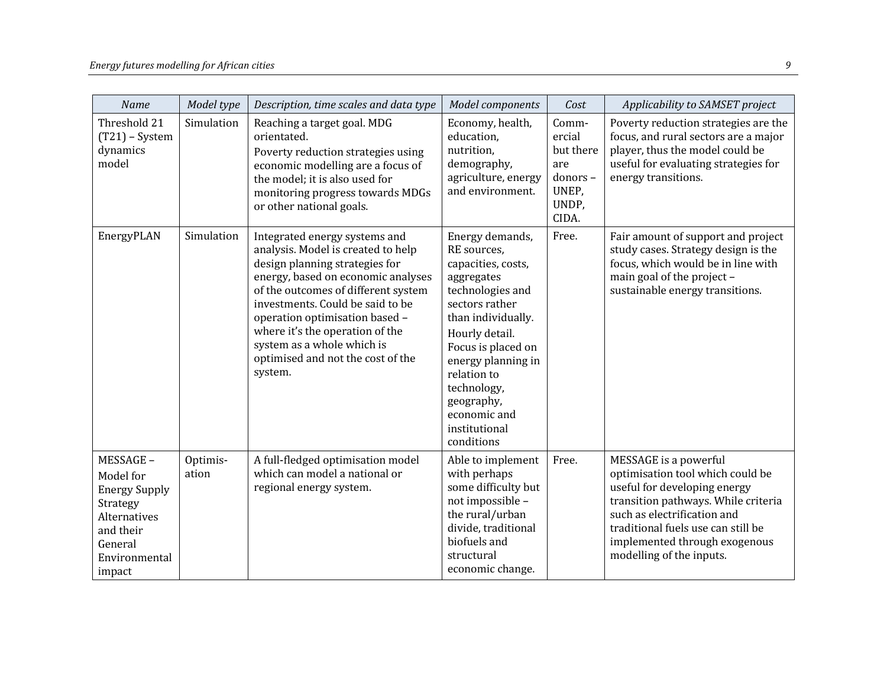| *Name* | *Model type* | *Description, time scales and data type* | *Model components* | *Cost* | *Applicability to SAMSET project* |
|---|---|---|---|---|---|
| Threshold 21 (T21) – System dynamics model | Simulation | Reaching a target goal. MDG orientated. Poverty reduction strategies using economic modelling are a focus of the model; it is also used for monitoring progress towards MDGs or other national goals. | Economy, health, education, nutrition, demography, agriculture, energy and environment. | Commercial but there are donors – UNEP, UNDP, CIDA. | Poverty reduction strategies are the focus, and rural sectors are a major player, thus the model could be useful for evaluating strategies for energy transitions. |
| EnergyPLAN | Simulation | Integrated energy systems and analysis. Model is created to help design planning strategies for energy, based on economic analyses of the outcomes of different system investments. Could be said to be operation optimisation based – where it's the operation of the system as a whole which is optimised and not the cost of the system. | Energy demands, RE sources, capacities, costs, aggregates technologies and sectors rather than individually. Hourly detail. Focus is placed on energy planning in relation to technology, geography, economic and institutional conditions | Free. | Fair amount of support and project study cases. Strategy design is the focus, which would be in line with main goal of the project – sustainable energy transitions. |
| MESSAGE – Model for Energy Supply Strategy Alternatives and their General Environmental impact | Optimisation | A full-fledged optimisation model which can model a national or regional energy system. | Able to implement with perhaps some difficulty but not impossible – the rural/urban divide, traditional biofuels and structural economic change. | Free. | MESSAGE is a powerful optimisation tool which could be useful for developing energy transition pathways. While criteria such as electrification and traditional fuels use can still be implemented through exogenous modelling of the inputs. |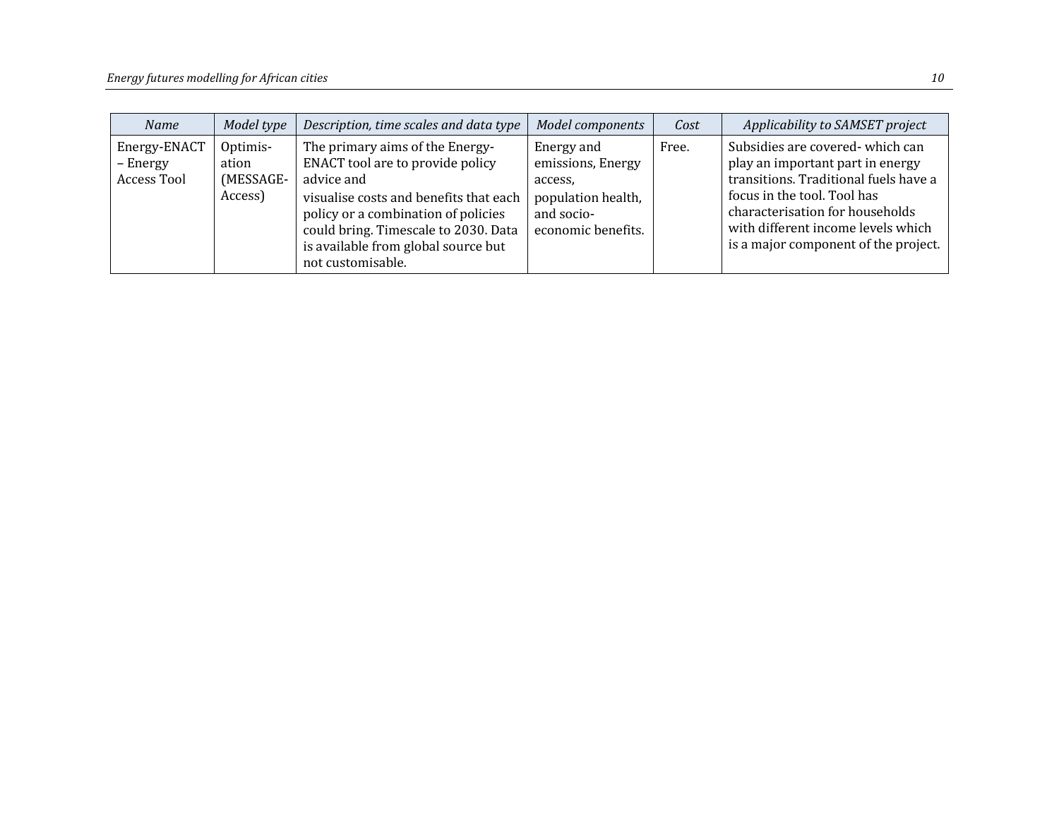| *Name* | *Model type* | *Description, time scales and data type* | *Model components* | *Cost* | *Applicability to SAMSET project* |
|---|---|---|---|---|---|
| Energy-ENACT – Energy Access Tool | Optimis-ation (MESSAGE-Access) | The primary aims of the Energy-ENACT tool are to provide policy advice and visualise costs and benefits that each policy or a combination of policies could bring. Timescale to 2030. Data is available from global source but not customisable. | Energy and emissions, Energy access, population health, and socio-economic benefits. | Free. | Subsidies are covered- which can play an important part in energy transitions. Traditional fuels have a focus in the tool. Tool has characterisation for households with different income levels which is a major component of the project. |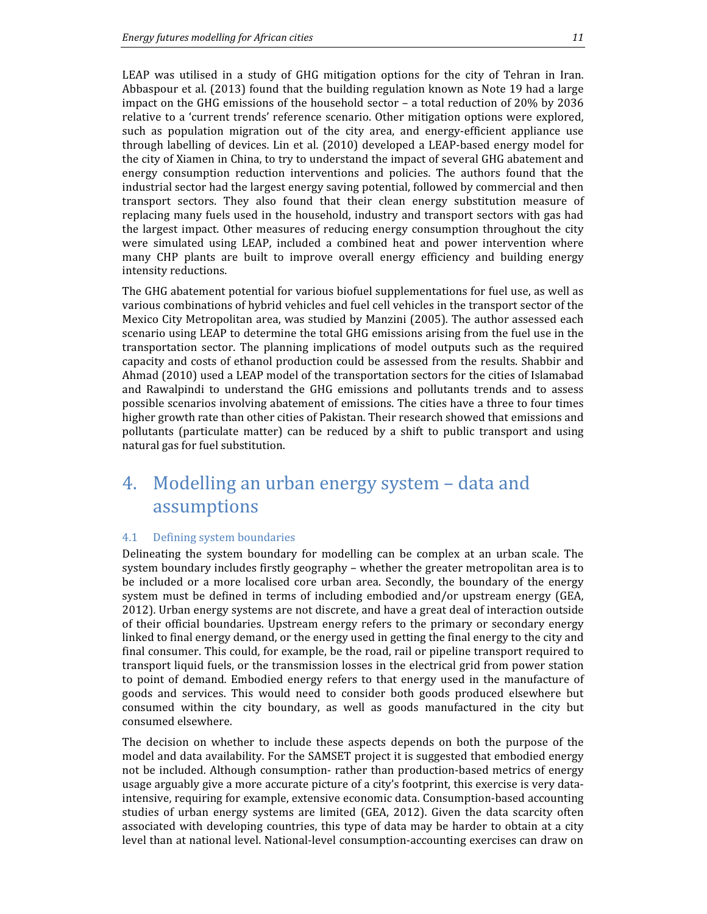LEAP was utilised in a study of GHG mitigation options for the city of Tehran in Iran. Abbaspour et al. (2013) found that the building regulation known as Note 19 had a large impact on the GHG emissions of the household sector – a total reduction of 20% by 2036 relative to a 'current trends' reference scenario. Other mitigation options were explored, such as population migration out of the city area, and energy-efficient appliance use through labelling of devices. Lin et al. (2010) developed a LEAP-based energy model for the city of Xiamen in China, to try to understand the impact of several GHG abatement and energy consumption reduction interventions and policies. The authors found that the industrial sector had the largest energy saving potential, followed by commercial and then transport sectors. They also found that their clean energy substitution measure of replacing many fuels used in the household, industry and transport sectors with gas had the largest impact. Other measures of reducing energy consumption throughout the city were simulated using LEAP, included a combined heat and power intervention where many CHP plants are built to improve overall energy efficiency and building energy intensity reductions.

The GHG abatement potential for various biofuel supplementations for fuel use, as well as various combinations of hybrid vehicles and fuel cell vehicles in the transport sector of the Mexico City Metropolitan area, was studied by Manzini (2005). The author assessed each scenario using LEAP to determine the total GHG emissions arising from the fuel use in the transportation sector. The planning implications of model outputs such as the required capacity and costs of ethanol production could be assessed from the results. Shabbir and Ahmad (2010) used a LEAP model of the transportation sectors for the cities of Islamabad and Rawalpindi to understand the GHG emissions and pollutants trends and to assess possible scenarios involving abatement of emissions. The cities have a three to four times higher growth rate than other cities of Pakistan. Their research showed that emissions and pollutants (particulate matter) can be reduced by a shift to public transport and using natural gas for fuel substitution.

# 4. Modelling an urban energy system – data and assumptions

## 4.1 Defining system boundaries

Delineating the system boundary for modelling can be complex at an urban scale. The system boundary includes firstly geography – whether the greater metropolitan area is to be included or a more localised core urban area. Secondly, the boundary of the energy system must be defined in terms of including embodied and/or upstream energy (GEA, 2012). Urban energy systems are not discrete, and have a great deal of interaction outside of their official boundaries. Upstream energy refers to the primary or secondary energy linked to final energy demand, or the energy used in getting the final energy to the city and final consumer. This could, for example, be the road, rail or pipeline transport required to transport liquid fuels, or the transmission losses in the electrical grid from power station to point of demand. Embodied energy refers to that energy used in the manufacture of goods and services. This would need to consider both goods produced elsewhere but consumed within the city boundary, as well as goods manufactured in the city but consumed elsewhere.

The decision on whether to include these aspects depends on both the purpose of the model and data availability. For the SAMSET project it is suggested that embodied energy not be included. Although consumption- rather than production-based metrics of energy usage arguably give a more accurate picture of a city's footprint, this exercise is very data-intensive, requiring for example, extensive economic data. Consumption-based accounting studies of urban energy systems are limited (GEA, 2012). Given the data scarcity often associated with developing countries, this type of data may be harder to obtain at a city level than at national level. National-level consumption-accounting exercises can draw on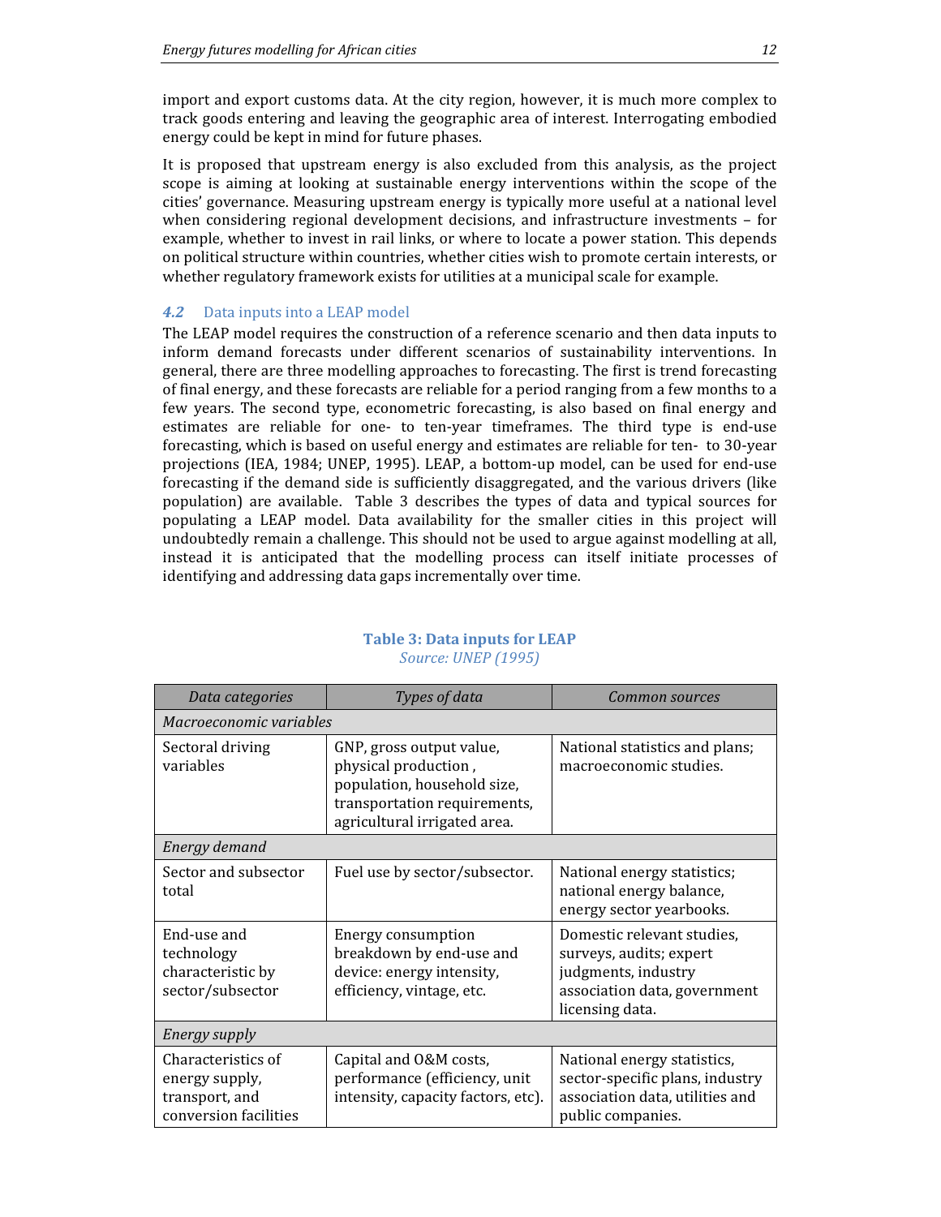import and export customs data. At the city region, however, it is much more complex to track goods entering and leaving the geographic area of interest. Interrogating embodied energy could be kept in mind for future phases.

It is proposed that upstream energy is also excluded from this analysis, as the project scope is aiming at looking at sustainable energy interventions within the scope of the cities' governance. Measuring upstream energy is typically more useful at a national level when considering regional development decisions, and infrastructure investments – for example, whether to invest in rail links, or where to locate a power station. This depends on political structure within countries, whether cities wish to promote certain interests, or whether regulatory framework exists for utilities at a municipal scale for example.

### *4.2* Data inputs into a LEAP model

The LEAP model requires the construction of a reference scenario and then data inputs to inform demand forecasts under different scenarios of sustainability interventions. In general, there are three modelling approaches to forecasting. The first is trend forecasting of final energy, and these forecasts are reliable for a period ranging from a few months to a few years. The second type, econometric forecasting, is also based on final energy and estimates are reliable for one- to ten-year timeframes. The third type is end-use forecasting, which is based on useful energy and estimates are reliable for ten- to 30-year projections (IEA, 1984; UNEP, 1995). LEAP, a bottom-up model, can be used for end-use forecasting if the demand side is sufficiently disaggregated, and the various drivers (like population) are available. Table 3 describes the types of data and typical sources for populating a LEAP model. Data availability for the smaller cities in this project will undoubtedly remain a challenge. This should not be used to argue against modelling at all, instead it is anticipated that the modelling process can itself initiate processes of identifying and addressing data gaps incrementally over time.

**Table 3: Data inputs for LEAP**

*Source: UNEP (1995)*

| *Data categories* | *Types of data* | *Common sources* |
|---|---|---|
| *Macroeconomic variables* | | |
| Sectoral driving variables | GNP, gross output value, physical production , population, household size, transportation requirements, agricultural irrigated area. | National statistics and plans; macroeconomic studies. |
| *Energy demand* | | |
| Sector and subsector total | Fuel use by sector/subsector. | National energy statistics; national energy balance, energy sector yearbooks. |
| End-use and technology characteristic by sector/subsector | Energy consumption breakdown by end-use and device: energy intensity, efficiency, vintage, etc. | Domestic relevant studies, surveys, audits; expert judgments, industry association data, government licensing data. |
| *Energy supply* | | |
| Characteristics of energy supply, transport, and conversion facilities | Capital and O&M costs, performance (efficiency, unit intensity, capacity factors, etc). | National energy statistics, sector-specific plans, industry association data, utilities and public companies. |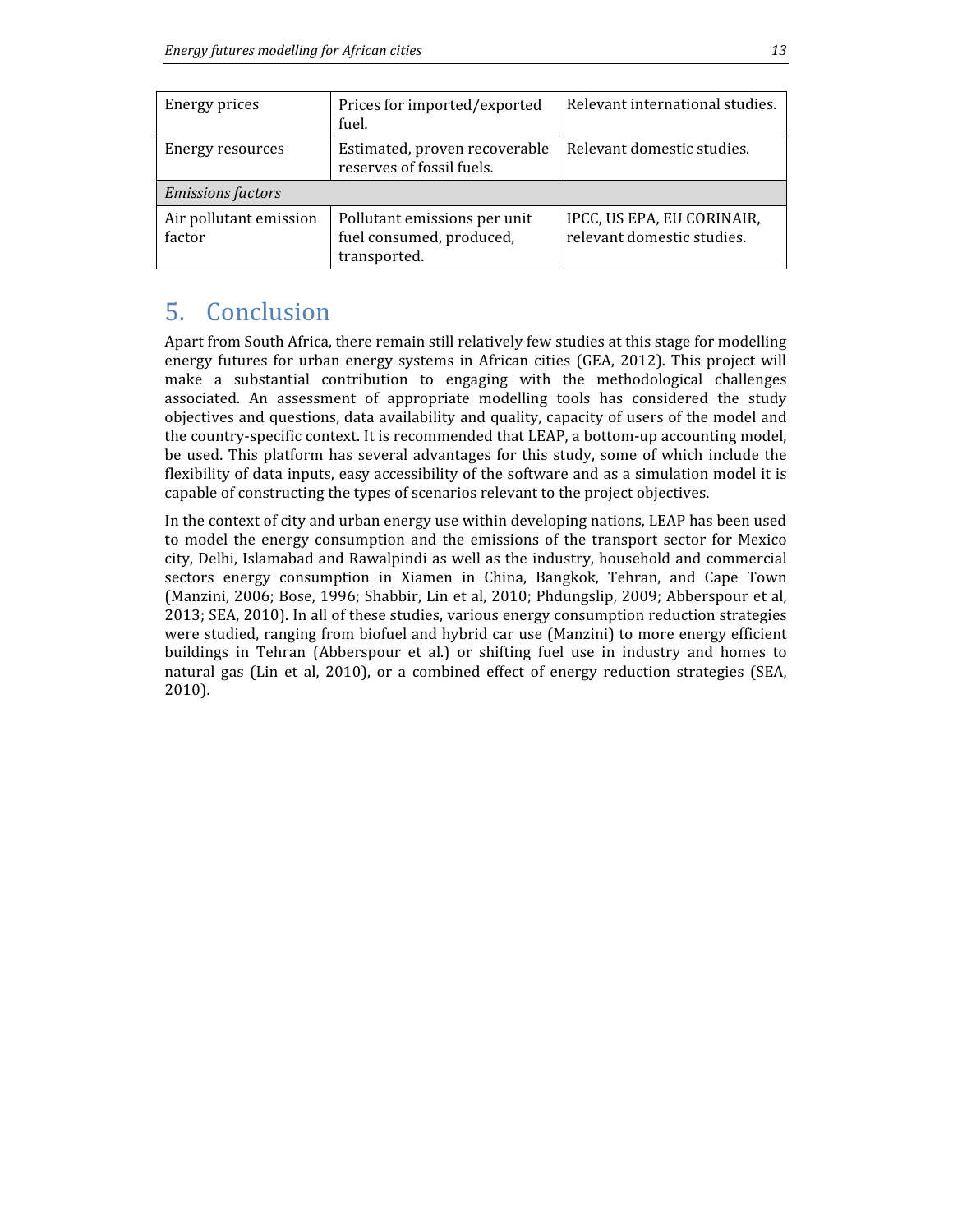| | | |
|---|---|---|
| Energy prices | Prices for imported/exported fuel. | Relevant international studies. |
| Energy resources | Estimated, proven recoverable reserves of fossil fuels. | Relevant domestic studies. |
| *Emissions factors* | | |
| Air pollutant emission factor | Pollutant emissions per unit fuel consumed, produced, transported. | IPCC, US EPA, EU CORINAIR, relevant domestic studies. |

# 5. Conclusion

Apart from South Africa, there remain still relatively few studies at this stage for modelling energy futures for urban energy systems in African cities (GEA, 2012). This project will make a substantial contribution to engaging with the methodological challenges associated. An assessment of appropriate modelling tools has considered the study objectives and questions, data availability and quality, capacity of users of the model and the country-specific context. It is recommended that LEAP, a bottom-up accounting model, be used. This platform has several advantages for this study, some of which include the flexibility of data inputs, easy accessibility of the software and as a simulation model it is capable of constructing the types of scenarios relevant to the project objectives.

In the context of city and urban energy use within developing nations, LEAP has been used to model the energy consumption and the emissions of the transport sector for Mexico city, Delhi, Islamabad and Rawalpindi as well as the industry, household and commercial sectors energy consumption in Xiamen in China, Bangkok, Tehran, and Cape Town (Manzini, 2006; Bose, 1996; Shabbir, Lin et al, 2010; Phdungslip, 2009; Abberspour et al, 2013; SEA, 2010). In all of these studies, various energy consumption reduction strategies were studied, ranging from biofuel and hybrid car use (Manzini) to more energy efficient buildings in Tehran (Abberspour et al.) or shifting fuel use in industry and homes to natural gas (Lin et al, 2010), or a combined effect of energy reduction strategies (SEA, 2010).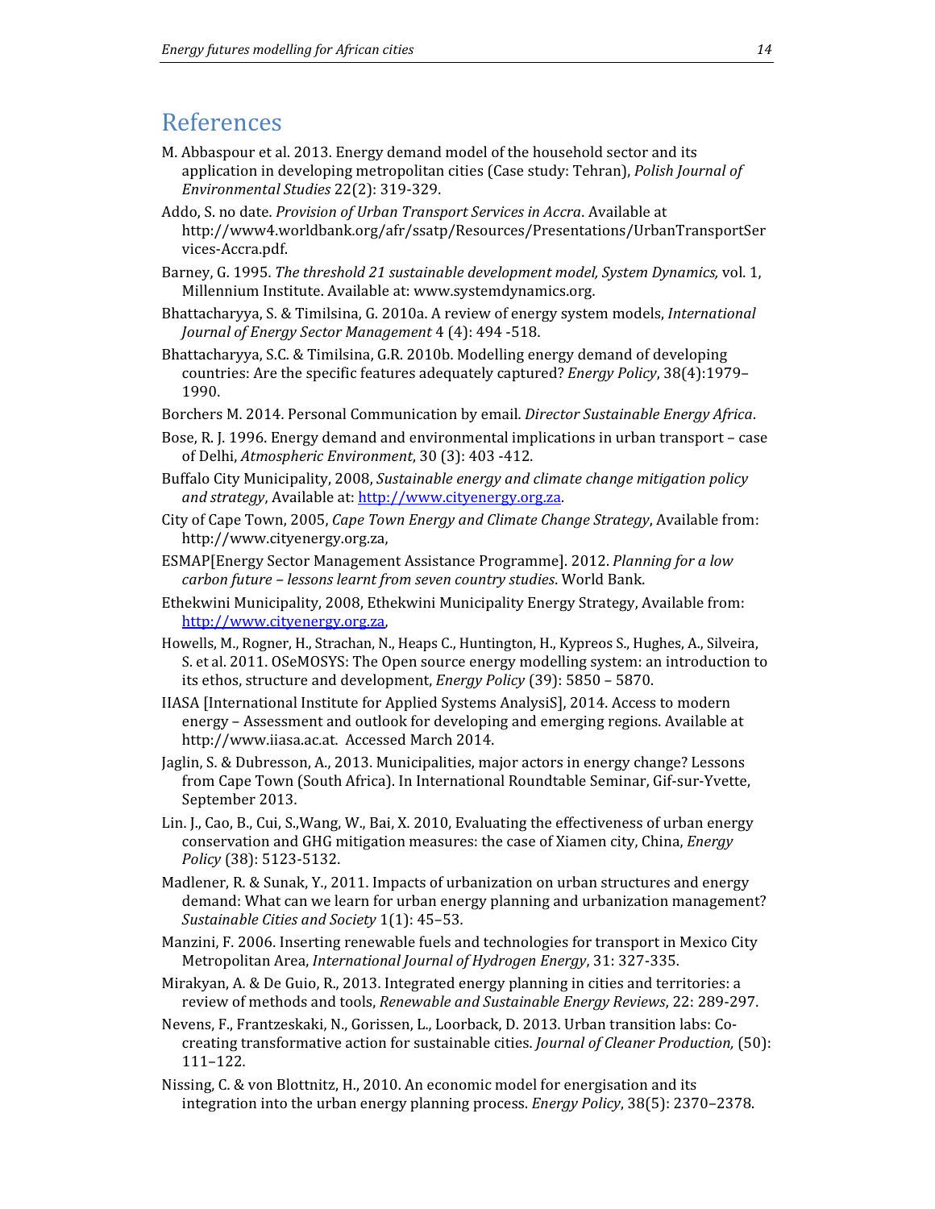## References

M. Abbaspour et al. 2013. Energy demand model of the household sector and its application in developing metropolitan cities (Case study: Tehran), *Polish Journal of Environmental Studies* 22(2): 319-329.

Addo, S. no date. *Provision of Urban Transport Services in Accra*. Available at http://www4.worldbank.org/afr/ssatp/Resources/Presentations/UrbanTransportServices-Accra.pdf.

Barney, G. 1995. *The threshold 21 sustainable development model, System Dynamics,* vol. 1, Millennium Institute. Available at: www.systemdynamics.org.

Bhattacharyya, S. & Timilsina, G. 2010a. A review of energy system models, *International Journal of Energy Sector Management* 4 (4): 494 -518.

Bhattacharyya, S.C. & Timilsina, G.R. 2010b. Modelling energy demand of developing countries: Are the specific features adequately captured? *Energy Policy*, 38(4):1979–1990.

Borchers M. 2014. Personal Communication by email. *Director Sustainable Energy Africa*.

Bose, R. J. 1996. Energy demand and environmental implications in urban transport – case of Delhi, *Atmospheric Environment*, 30 (3): 403 -412.

Buffalo City Municipality, 2008, *Sustainable energy and climate change mitigation policy and strategy*, Available at: http://www.cityenergy.org.za.

City of Cape Town, 2005, *Cape Town Energy and Climate Change Strategy*, Available from: http://www.cityenergy.org.za,

ESMAP[Energy Sector Management Assistance Programme]. 2012. *Planning for a low carbon future – lessons learnt from seven country studies*. World Bank.

Ethekwini Municipality, 2008, Ethekwini Municipality Energy Strategy, Available from: http://www.cityenergy.org.za,

Howells, M., Rogner, H., Strachan, N., Heaps C., Huntington, H., Kypreos S., Hughes, A., Silveira, S. et al. 2011. OSeMOSYS: The Open source energy modelling system: an introduction to its ethos, structure and development, *Energy Policy* (39): 5850 – 5870.

IIASA [International Institute for Applied Systems AnalysiS], 2014. Access to modern energy – Assessment and outlook for developing and emerging regions. Available at http://www.iiasa.ac.at. Accessed March 2014.

Jaglin, S. & Dubresson, A., 2013. Municipalities, major actors in energy change? Lessons from Cape Town (South Africa). In International Roundtable Seminar, Gif-sur-Yvette, September 2013.

Lin. J., Cao, B., Cui, S.,Wang, W., Bai, X. 2010, Evaluating the effectiveness of urban energy conservation and GHG mitigation measures: the case of Xiamen city, China, *Energy Policy* (38): 5123-5132.

Madlener, R. & Sunak, Y., 2011. Impacts of urbanization on urban structures and energy demand: What can we learn for urban energy planning and urbanization management? *Sustainable Cities and Society* 1(1): 45–53.

Manzini, F. 2006. Inserting renewable fuels and technologies for transport in Mexico City Metropolitan Area, *International Journal of Hydrogen Energy*, 31: 327-335.

Mirakyan, A. & De Guio, R., 2013. Integrated energy planning in cities and territories: a review of methods and tools, *Renewable and Sustainable Energy Reviews*, 22: 289-297.

Nevens, F., Frantzeskaki, N., Gorissen, L., Loorback, D. 2013. Urban transition labs: Co-creating transformative action for sustainable cities. *Journal of Cleaner Production,* (50): 111–122.

Nissing, C. & von Blottnitz, H., 2010. An economic model for energisation and its integration into the urban energy planning process. *Energy Policy*, 38(5): 2370–2378.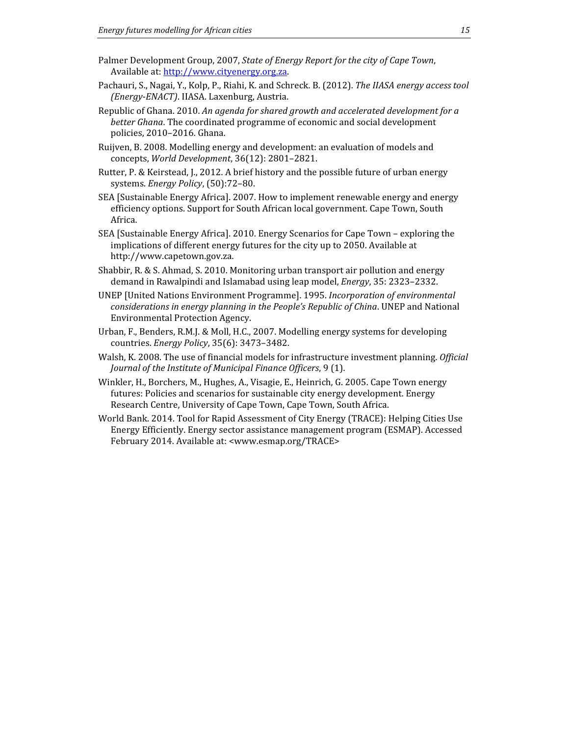Palmer Development Group, 2007, *State of Energy Report for the city of Cape Town*, Available at: [http://www.cityenergy.org.za](http://www.cityenergy.org.za).

Pachauri, S., Nagai, Y., Kolp, P., Riahi, K. and Schreck. B. (2012). *The IIASA energy access tool (Energy-ENACT)*. IIASA. Laxenburg, Austria.

Republic of Ghana. 2010. *An agenda for shared growth and accelerated development for a better Ghana*. The coordinated programme of economic and social development policies, 2010–2016. Ghana.

Ruijven, B. 2008. Modelling energy and development: an evaluation of models and concepts, *World Development*, 36(12): 2801–2821.

Rutter, P. & Keirstead, J., 2012. A brief history and the possible future of urban energy systems. *Energy Policy*, (50):72–80.

SEA [Sustainable Energy Africa]. 2007. How to implement renewable energy and energy efficiency options. Support for South African local government. Cape Town, South Africa.

SEA [Sustainable Energy Africa]. 2010. Energy Scenarios for Cape Town – exploring the implications of different energy futures for the city up to 2050. Available at http://www.capetown.gov.za.

Shabbir, R. & S. Ahmad, S. 2010. Monitoring urban transport air pollution and energy demand in Rawalpindi and Islamabad using leap model, *Energy*, 35: 2323–2332.

UNEP [United Nations Environment Programme]. 1995. *Incorporation of environmental considerations in energy planning in the People's Republic of China*. UNEP and National Environmental Protection Agency.

Urban, F., Benders, R.M.J. & Moll, H.C., 2007. Modelling energy systems for developing countries. *Energy Policy*, 35(6): 3473–3482.

Walsh, K. 2008. The use of financial models for infrastructure investment planning. *Official Journal of the Institute of Municipal Finance Officers*, 9 (1).

Winkler, H., Borchers, M., Hughes, A., Visagie, E., Heinrich, G. 2005. Cape Town energy futures: Policies and scenarios for sustainable city energy development. Energy Research Centre, University of Cape Town, Cape Town, South Africa.

World Bank. 2014. Tool for Rapid Assessment of City Energy (TRACE): Helping Cities Use Energy Efficiently. Energy sector assistance management program (ESMAP). Accessed February 2014. Available at: <www.esmap.org/TRACE>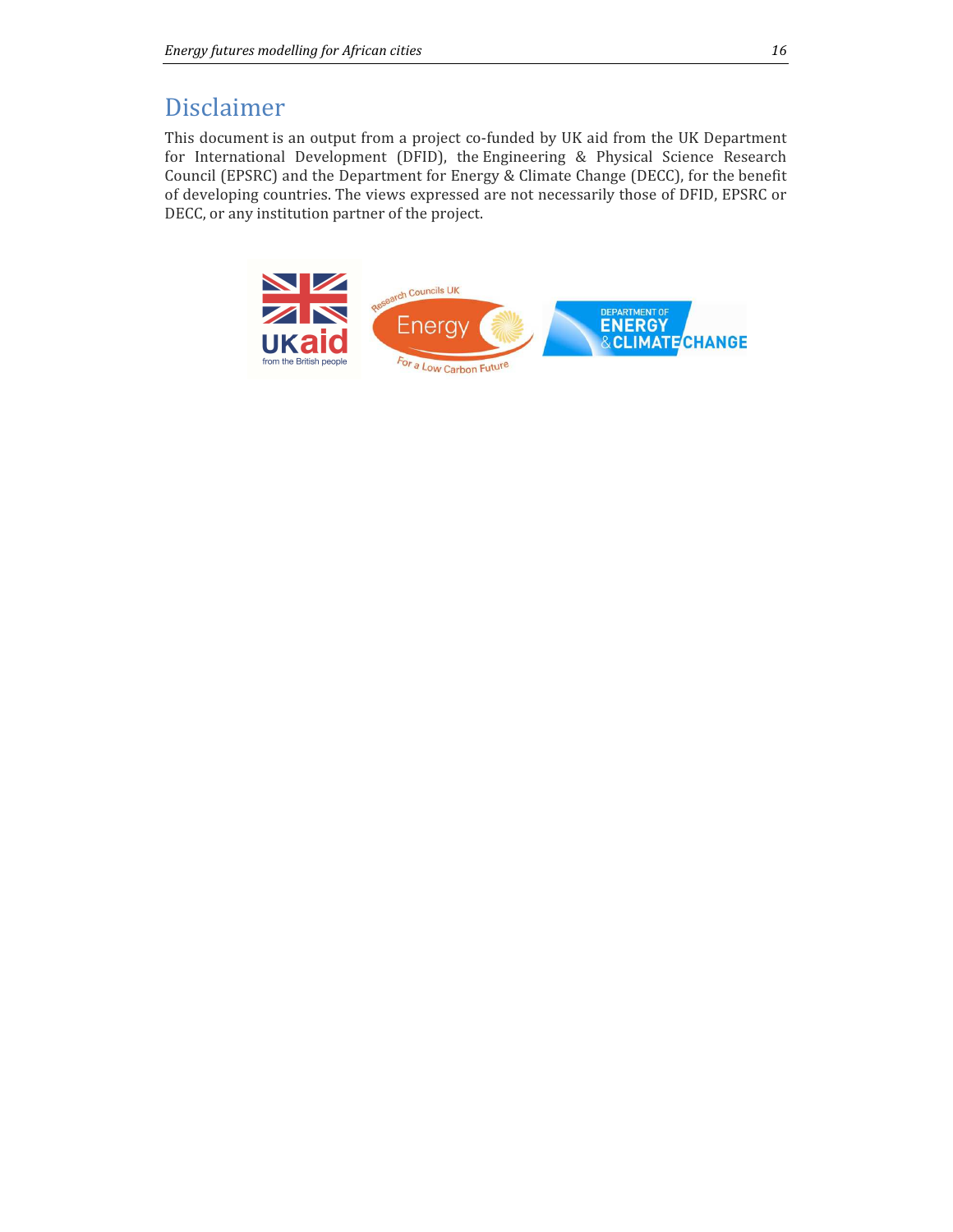# Disclaimer

This document is an output from a project co-funded by UK aid from the UK Department for International Development (DFID), the Engineering & Physical Science Research Council (EPSRC) and the Department for Energy & Climate Change (DECC), for the benefit of developing countries. The views expressed are not necessarily those of DFID, EPSRC or DECC, or any institution partner of the project.